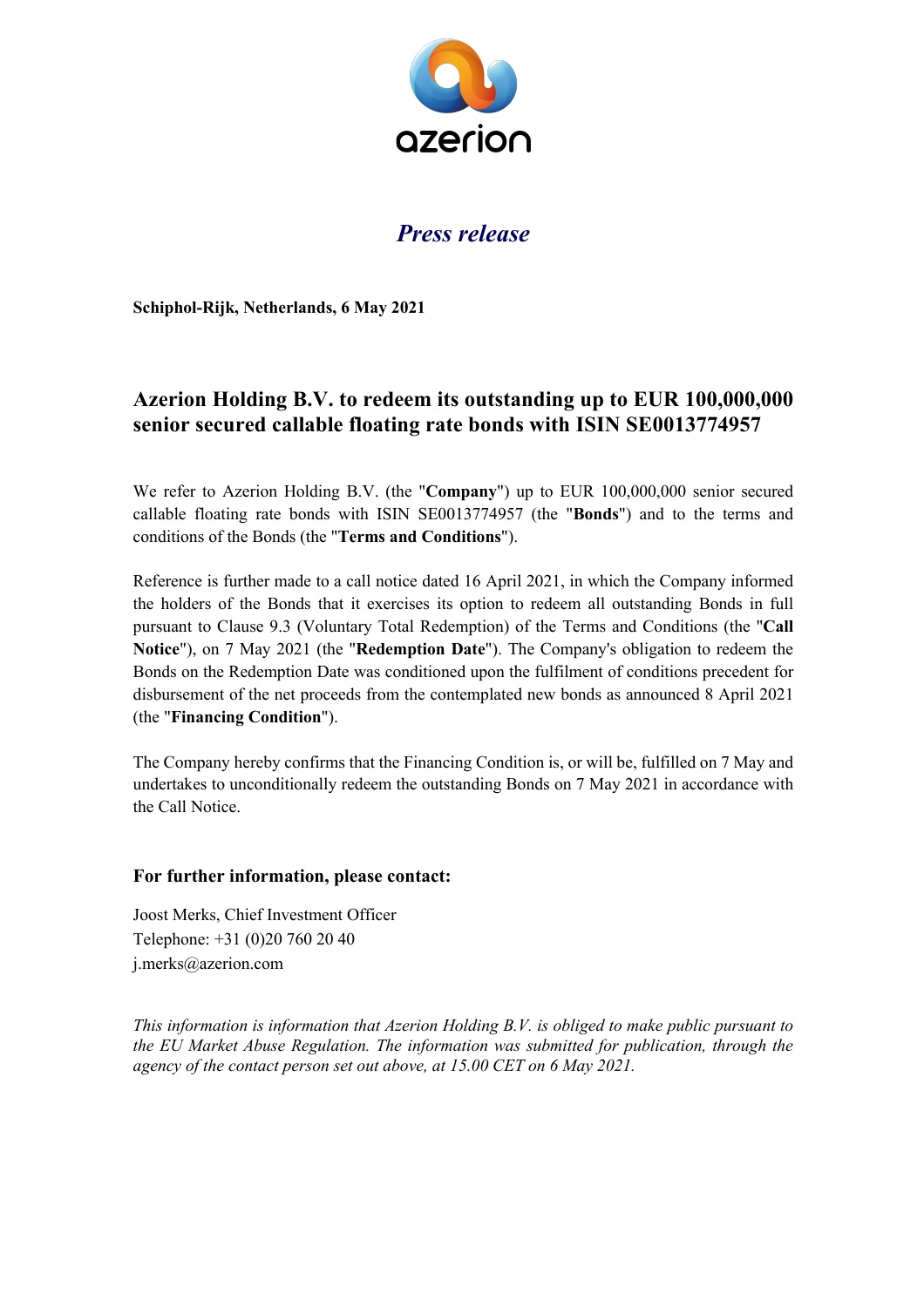azerion

*Press release*

**Schiphol-Rijk, Netherlands, 6 May 2021**

## Azerion Holding B.V. to redeem its outstanding up to EUR 100,000,000 senior secured callable floating rate bonds with ISIN SE0013774957

We refer to Azerion Holding B.V. (the "**Company**") up to EUR 100,000,000 senior secured callable floating rate bonds with ISIN SE0013774957 (the "**Bonds**") and to the terms and conditions of the Bonds (the "**Terms and Conditions**").

Reference is further made to a call notice dated 16 April 2021, in which the Company informed the holders of the Bonds that it exercises its option to redeem all outstanding Bonds in full pursuant to Clause 9.3 (Voluntary Total Redemption) of the Terms and Conditions (the "**Call Notice**"), on 7 May 2021 (the "**Redemption Date**"). The Company's obligation to redeem the Bonds on the Redemption Date was conditioned upon the fulfilment of conditions precedent for disbursement of the net proceeds from the contemplated new bonds as announced 8 April 2021 (the "**Financing Condition**").

The Company hereby confirms that the Financing Condition is, or will be, fulfilled on 7 May and undertakes to unconditionally redeem the outstanding Bonds on 7 May 2021 in accordance with the Call Notice.

### For further information, please contact:

Joost Merks, Chief Investment Officer
Telephone: +31 (0)20 760 20 40
j.merks@azerion.com

*This information is information that Azerion Holding B.V. is obliged to make public pursuant to the EU Market Abuse Regulation. The information was submitted for publication, through the agency of the contact person set out above, at 15.00 CET on 6 May 2021.*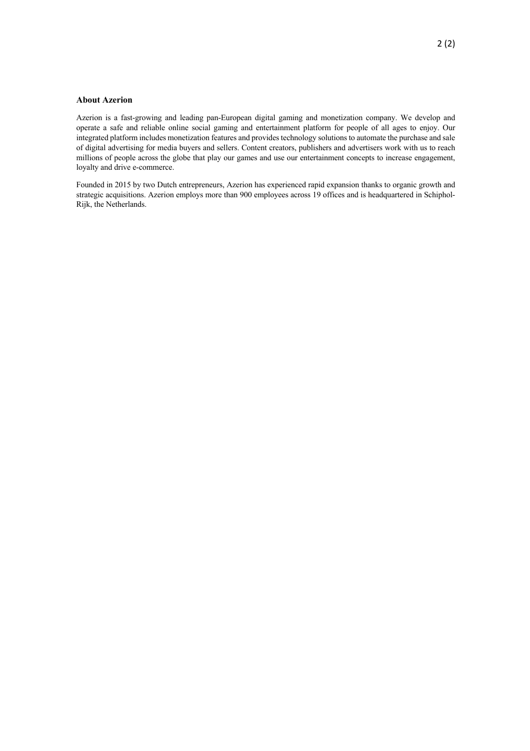**About Azerion**

Azerion is a fast-growing and leading pan-European digital gaming and monetization company. We develop and operate a safe and reliable online social gaming and entertainment platform for people of all ages to enjoy. Our integrated platform includes monetization features and provides technology solutions to automate the purchase and sale of digital advertising for media buyers and sellers. Content creators, publishers and advertisers work with us to reach millions of people across the globe that play our games and use our entertainment concepts to increase engagement, loyalty and drive e-commerce.

Founded in 2015 by two Dutch entrepreneurs, Azerion has experienced rapid expansion thanks to organic growth and strategic acquisitions. Azerion employs more than 900 employees across 19 offices and is headquartered in Schiphol-Rijk, the Netherlands.